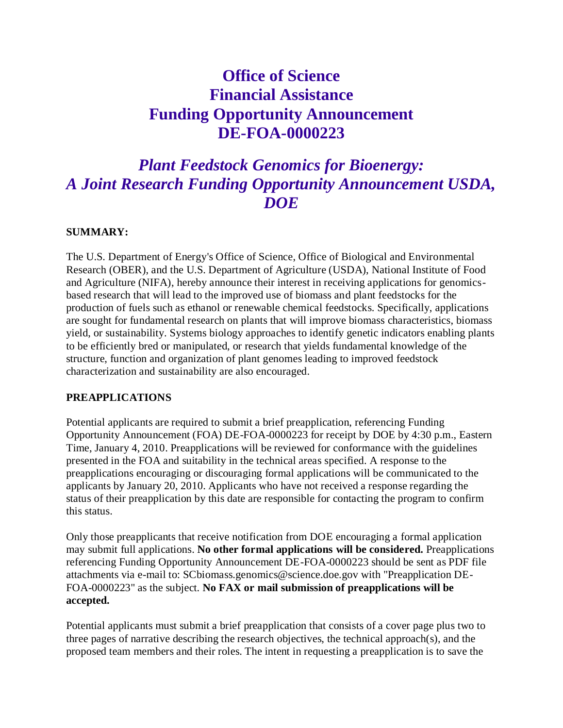# Office of Science
# Financial Assistance
# Funding Opportunity Announcement
# DE-FOA-0000223

## *Plant Feedstock Genomics for Bioenergy: A Joint Research Funding Opportunity Announcement USDA, DOE*

**SUMMARY:**

The U.S. Department of Energy's Office of Science, Office of Biological and Environmental Research (OBER), and the U.S. Department of Agriculture (USDA), National Institute of Food and Agriculture (NIFA), hereby announce their interest in receiving applications for genomics-based research that will lead to the improved use of biomass and plant feedstocks for the production of fuels such as ethanol or renewable chemical feedstocks. Specifically, applications are sought for fundamental research on plants that will improve biomass characteristics, biomass yield, or sustainability. Systems biology approaches to identify genetic indicators enabling plants to be efficiently bred or manipulated, or research that yields fundamental knowledge of the structure, function and organization of plant genomes leading to improved feedstock characterization and sustainability are also encouraged.

**PREAPPLICATIONS**

Potential applicants are required to submit a brief preapplication, referencing Funding Opportunity Announcement (FOA) DE-FOA-0000223 for receipt by DOE by 4:30 p.m., Eastern Time, January 4, 2010. Preapplications will be reviewed for conformance with the guidelines presented in the FOA and suitability in the technical areas specified. A response to the preapplications encouraging or discouraging formal applications will be communicated to the applicants by January 20, 2010. Applicants who have not received a response regarding the status of their preapplication by this date are responsible for contacting the program to confirm this status.

Only those preapplicants that receive notification from DOE encouraging a formal application may submit full applications. **No other formal applications will be considered.** Preapplications referencing Funding Opportunity Announcement DE-FOA-0000223 should be sent as PDF file attachments via e-mail to: SCbiomass.genomics@science.doe.gov with "Preapplication DE-FOA-0000223" as the subject. **No FAX or mail submission of preapplications will be accepted.**

Potential applicants must submit a brief preapplication that consists of a cover page plus two to three pages of narrative describing the research objectives, the technical approach(s), and the proposed team members and their roles. The intent in requesting a preapplication is to save the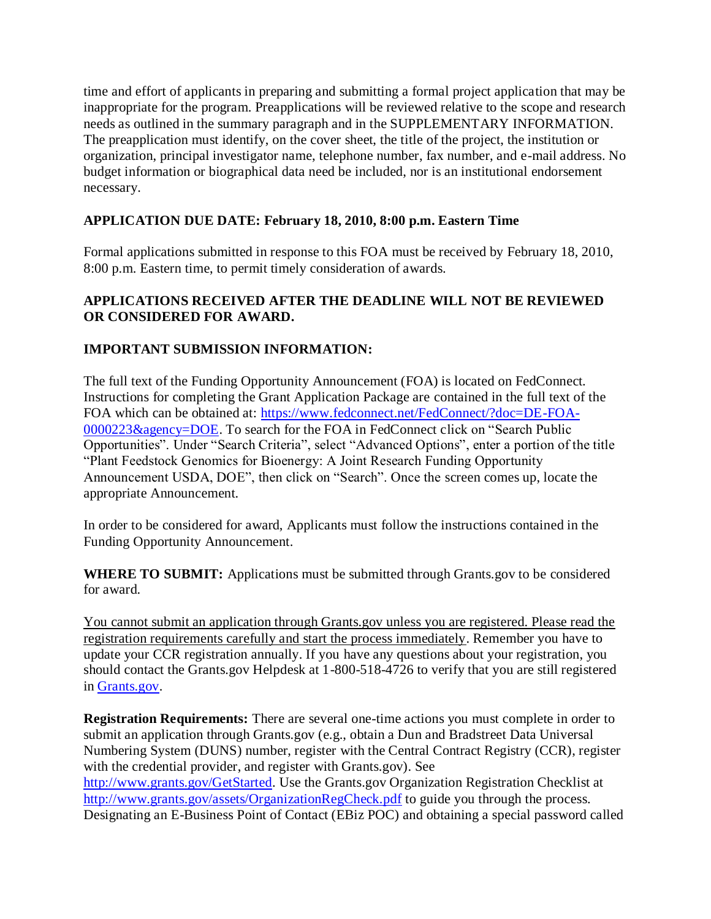time and effort of applicants in preparing and submitting a formal project application that may be inappropriate for the program. Preapplications will be reviewed relative to the scope and research needs as outlined in the summary paragraph and in the SUPPLEMENTARY INFORMATION. The preapplication must identify, on the cover sheet, the title of the project, the institution or organization, principal investigator name, telephone number, fax number, and e-mail address. No budget information or biographical data need be included, nor is an institutional endorsement necessary.

**APPLICATION DUE DATE: February 18, 2010, 8:00 p.m. Eastern Time**

Formal applications submitted in response to this FOA must be received by February 18, 2010, 8:00 p.m. Eastern time, to permit timely consideration of awards.

**APPLICATIONS RECEIVED AFTER THE DEADLINE WILL NOT BE REVIEWED OR CONSIDERED FOR AWARD.**

**IMPORTANT SUBMISSION INFORMATION:**

The full text of the Funding Opportunity Announcement (FOA) is located on FedConnect. Instructions for completing the Grant Application Package are contained in the full text of the FOA which can be obtained at: [https://www.fedconnect.net/FedConnect/?doc=DE-FOA-0000223&agency=DOE](https://www.fedconnect.net/FedConnect/?doc=DE-FOA-0000223&agency=DOE). To search for the FOA in FedConnect click on "Search Public Opportunities". Under "Search Criteria", select "Advanced Options", enter a portion of the title "Plant Feedstock Genomics for Bioenergy: A Joint Research Funding Opportunity Announcement USDA, DOE", then click on "Search". Once the screen comes up, locate the appropriate Announcement.

In order to be considered for award, Applicants must follow the instructions contained in the Funding Opportunity Announcement.

**WHERE TO SUBMIT:** Applications must be submitted through Grants.gov to be considered for award.

<u>You cannot submit an application through Grants.gov unless you are registered. Please read the registration requirements carefully and start the process immediately</u>. Remember you have to update your CCR registration annually. If you have any questions about your registration, you should contact the Grants.gov Helpdesk at 1-800-518-4726 to verify that you are still registered in [Grants.gov](http://www.grants.gov).

**Registration Requirements:** There are several one-time actions you must complete in order to submit an application through Grants.gov (e.g., obtain a Dun and Bradstreet Data Universal Numbering System (DUNS) number, register with the Central Contract Registry (CCR), register with the credential provider, and register with Grants.gov). See [http://www.grants.gov/GetStarted](http://www.grants.gov/GetStarted). Use the Grants.gov Organization Registration Checklist at [http://www.grants.gov/assets/OrganizationRegCheck.pdf](http://www.grants.gov/assets/OrganizationRegCheck.pdf) to guide you through the process. Designating an E-Business Point of Contact (EBiz POC) and obtaining a special password called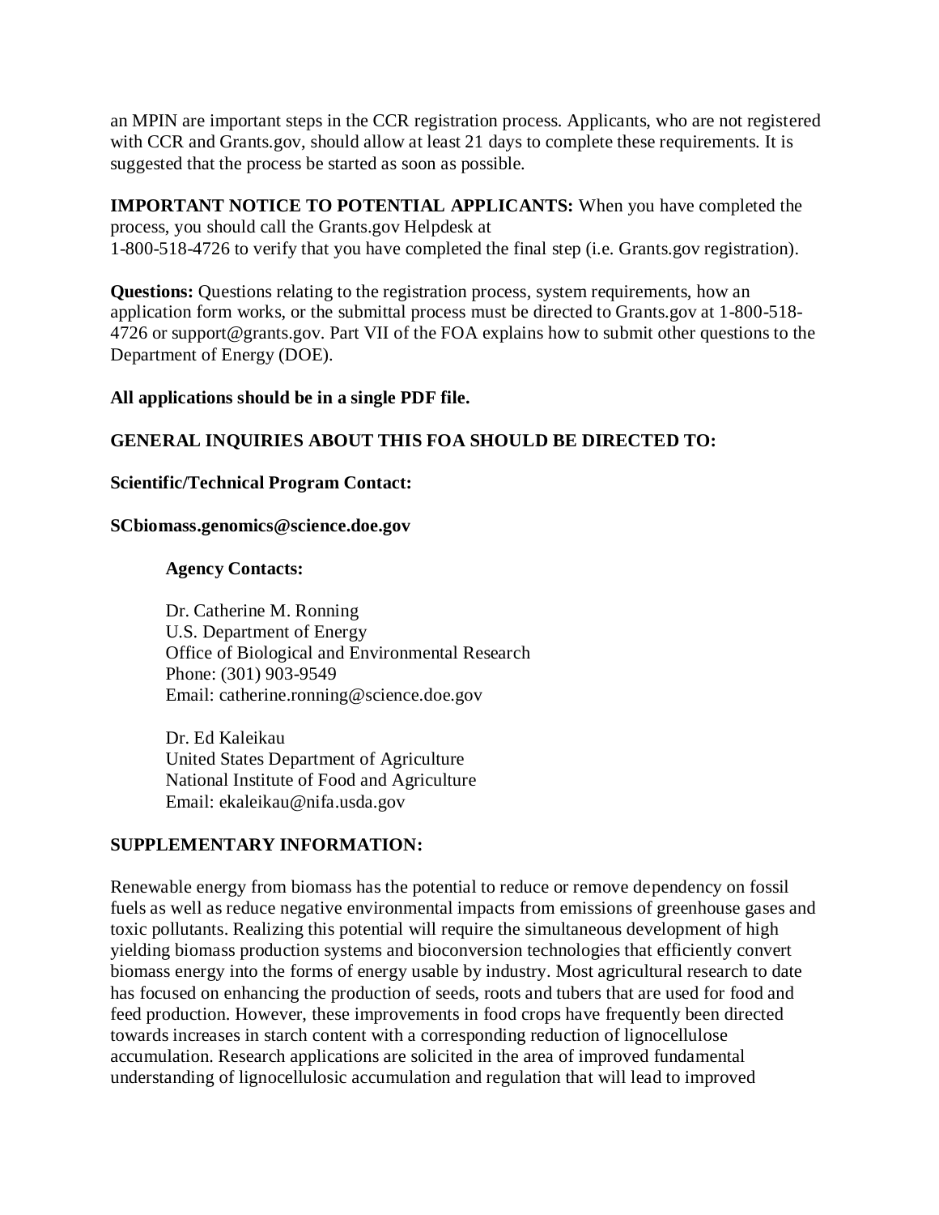an MPIN are important steps in the CCR registration process. Applicants, who are not registered with CCR and Grants.gov, should allow at least 21 days to complete these requirements. It is suggested that the process be started as soon as possible.

**IMPORTANT NOTICE TO POTENTIAL APPLICANTS:** When you have completed the process, you should call the Grants.gov Helpdesk at
1-800-518-4726 to verify that you have completed the final step (i.e. Grants.gov registration).

**Questions:** Questions relating to the registration process, system requirements, how an application form works, or the submittal process must be directed to Grants.gov at 1-800-518-4726 or support@grants.gov. Part VII of the FOA explains how to submit other questions to the Department of Energy (DOE).

**All applications should be in a single PDF file.**

**GENERAL INQUIRIES ABOUT THIS FOA SHOULD BE DIRECTED TO:**

**Scientific/Technical Program Contact:**

**SCbiomass.genomics@science.doe.gov**

**Agency Contacts:**

Dr. Catherine M. Ronning
U.S. Department of Energy
Office of Biological and Environmental Research
Phone: (301) 903-9549
Email: catherine.ronning@science.doe.gov

Dr. Ed Kaleikau
United States Department of Agriculture
National Institute of Food and Agriculture
Email: ekaleikau@nifa.usda.gov

**SUPPLEMENTARY INFORMATION:**

Renewable energy from biomass has the potential to reduce or remove dependency on fossil fuels as well as reduce negative environmental impacts from emissions of greenhouse gases and toxic pollutants. Realizing this potential will require the simultaneous development of high yielding biomass production systems and bioconversion technologies that efficiently convert biomass energy into the forms of energy usable by industry. Most agricultural research to date has focused on enhancing the production of seeds, roots and tubers that are used for food and feed production. However, these improvements in food crops have frequently been directed towards increases in starch content with a corresponding reduction of lignocellulose accumulation. Research applications are solicited in the area of improved fundamental understanding of lignocellulosic accumulation and regulation that will lead to improved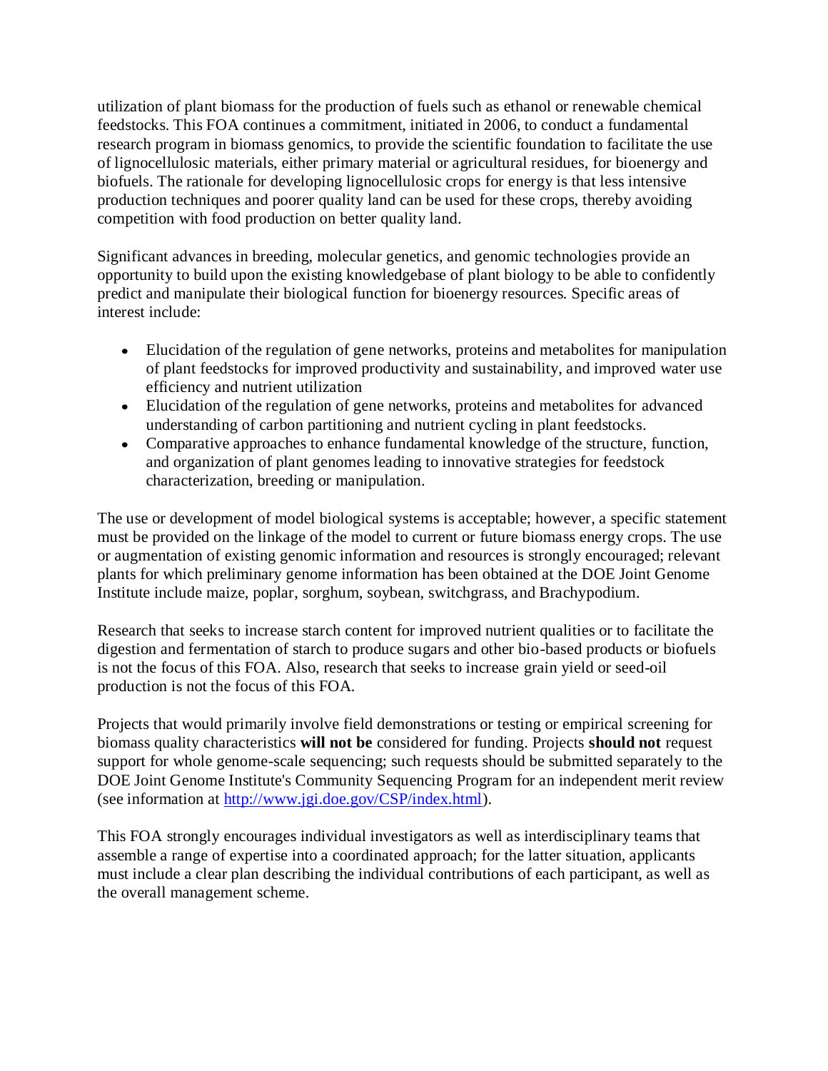utilization of plant biomass for the production of fuels such as ethanol or renewable chemical feedstocks. This FOA continues a commitment, initiated in 2006, to conduct a fundamental research program in biomass genomics, to provide the scientific foundation to facilitate the use of lignocellulosic materials, either primary material or agricultural residues, for bioenergy and biofuels. The rationale for developing lignocellulosic crops for energy is that less intensive production techniques and poorer quality land can be used for these crops, thereby avoiding competition with food production on better quality land.

Significant advances in breeding, molecular genetics, and genomic technologies provide an opportunity to build upon the existing knowledgebase of plant biology to be able to confidently predict and manipulate their biological function for bioenergy resources. Specific areas of interest include:

- Elucidation of the regulation of gene networks, proteins and metabolites for manipulation of plant feedstocks for improved productivity and sustainability, and improved water use efficiency and nutrient utilization
- Elucidation of the regulation of gene networks, proteins and metabolites for advanced understanding of carbon partitioning and nutrient cycling in plant feedstocks.
- Comparative approaches to enhance fundamental knowledge of the structure, function, and organization of plant genomes leading to innovative strategies for feedstock characterization, breeding or manipulation.

The use or development of model biological systems is acceptable; however, a specific statement must be provided on the linkage of the model to current or future biomass energy crops. The use or augmentation of existing genomic information and resources is strongly encouraged; relevant plants for which preliminary genome information has been obtained at the DOE Joint Genome Institute include maize, poplar, sorghum, soybean, switchgrass, and Brachypodium.

Research that seeks to increase starch content for improved nutrient qualities or to facilitate the digestion and fermentation of starch to produce sugars and other bio-based products or biofuels is not the focus of this FOA. Also, research that seeks to increase grain yield or seed-oil production is not the focus of this FOA.

Projects that would primarily involve field demonstrations or testing or empirical screening for biomass quality characteristics **will not be** considered for funding. Projects **should not** request support for whole genome-scale sequencing; such requests should be submitted separately to the DOE Joint Genome Institute's Community Sequencing Program for an independent merit review (see information at [http://www.jgi.doe.gov/CSP/index.html](http://www.jgi.doe.gov/CSP/index.html)).

This FOA strongly encourages individual investigators as well as interdisciplinary teams that assemble a range of expertise into a coordinated approach; for the latter situation, applicants must include a clear plan describing the individual contributions of each participant, as well as the overall management scheme.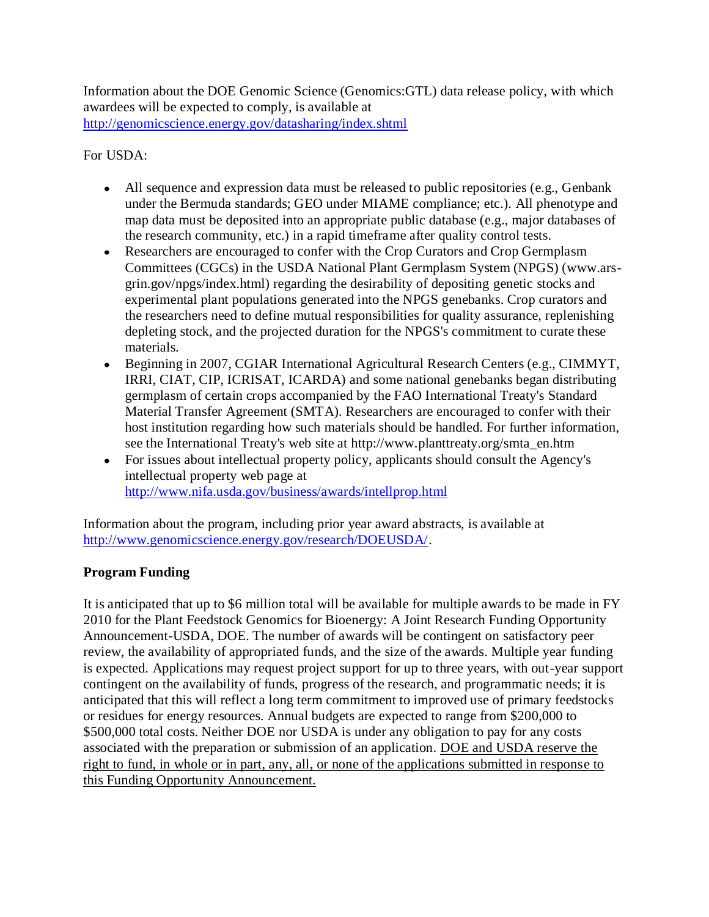Information about the DOE Genomic Science (Genomics:GTL) data release policy, with which awardees will be expected to comply, is available at [http://genomicscience.energy.gov/datasharing/index.shtml](http://genomicscience.energy.gov/datasharing/index.shtml)

For USDA:

- All sequence and expression data must be released to public repositories (e.g., Genbank under the Bermuda standards; GEO under MIAME compliance; etc.). All phenotype and map data must be deposited into an appropriate public database (e.g., major databases of the research community, etc.) in a rapid timeframe after quality control tests.
- Researchers are encouraged to confer with the Crop Curators and Crop Germplasm Committees (CGCs) in the USDA National Plant Germplasm System (NPGS) (www.ars-grin.gov/npgs/index.html) regarding the desirability of depositing genetic stocks and experimental plant populations generated into the NPGS genebanks. Crop curators and the researchers need to define mutual responsibilities for quality assurance, replenishing depleting stock, and the projected duration for the NPGS's commitment to curate these materials.
- Beginning in 2007, CGIAR International Agricultural Research Centers (e.g., CIMMYT, IRRI, CIAT, CIP, ICRISAT, ICARDA) and some national genebanks began distributing germplasm of certain crops accompanied by the FAO International Treaty's Standard Material Transfer Agreement (SMTA). Researchers are encouraged to confer with their host institution regarding how such materials should be handled. For further information, see the International Treaty's web site at http://www.planttreaty.org/smta_en.htm
- For issues about intellectual property policy, applicants should consult the Agency's intellectual property web page at [http://www.nifa.usda.gov/business/awards/intellprop.html](http://www.nifa.usda.gov/business/awards/intellprop.html)

Information about the program, including prior year award abstracts, is available at [http://www.genomicscience.energy.gov/research/DOEUSDA/](http://www.genomicscience.energy.gov/research/DOEUSDA/).

**Program Funding**

It is anticipated that up to $6 million total will be available for multiple awards to be made in FY 2010 for the Plant Feedstock Genomics for Bioenergy: A Joint Research Funding Opportunity Announcement-USDA, DOE. The number of awards will be contingent on satisfactory peer review, the availability of appropriated funds, and the size of the awards. Multiple year funding is expected. Applications may request project support for up to three years, with out-year support contingent on the availability of funds, progress of the research, and programmatic needs; it is anticipated that this will reflect a long term commitment to improved use of primary feedstocks or residues for energy resources. Annual budgets are expected to range from $200,000 to $500,000 total costs. Neither DOE nor USDA is under any obligation to pay for any costs associated with the preparation or submission of an application. <u>DOE and USDA reserve the right to fund, in whole or in part, any, all, or none of the applications submitted in response to this Funding Opportunity Announcement.</u>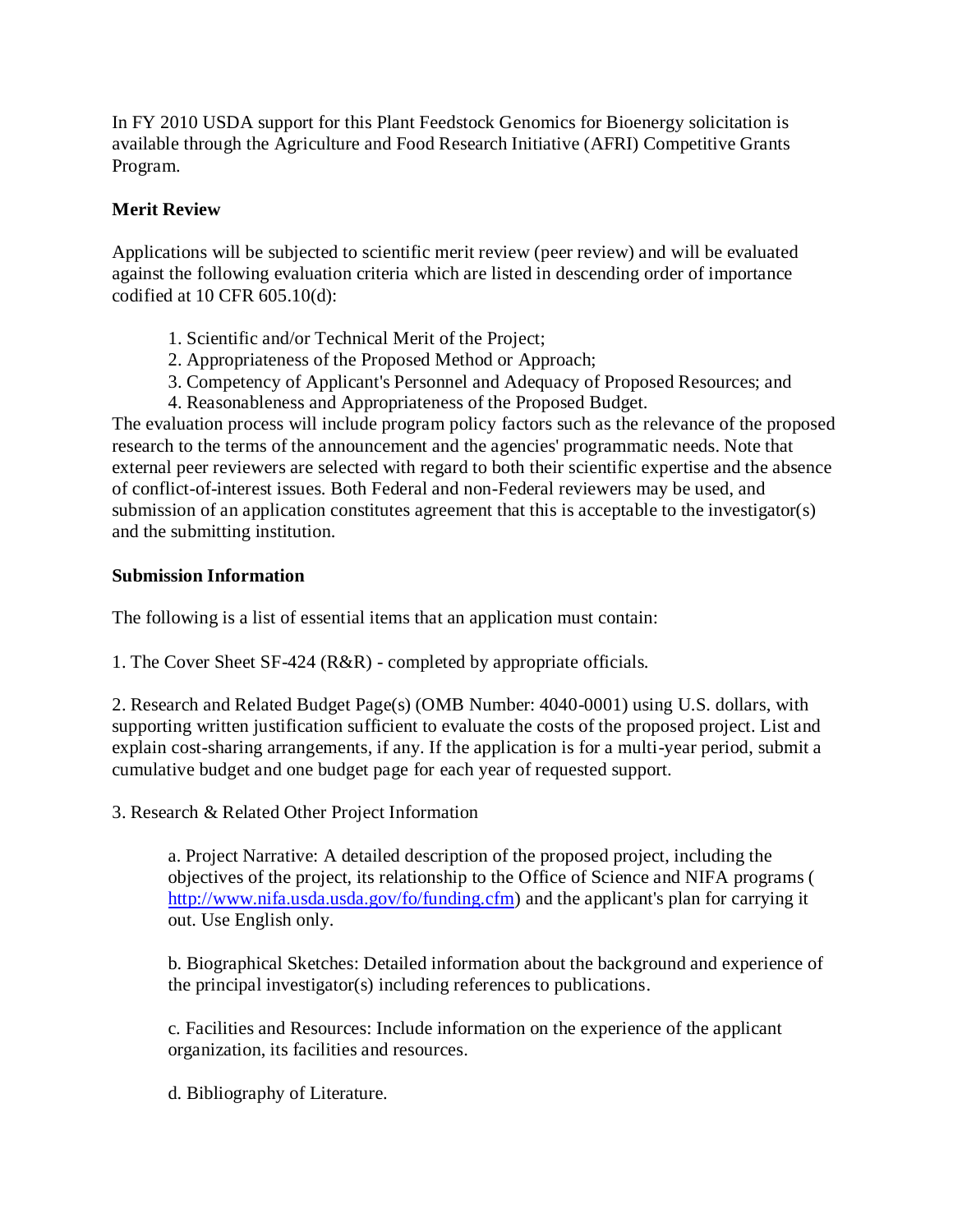In FY 2010 USDA support for this Plant Feedstock Genomics for Bioenergy solicitation is available through the Agriculture and Food Research Initiative (AFRI) Competitive Grants Program.

**Merit Review**

Applications will be subjected to scientific merit review (peer review) and will be evaluated against the following evaluation criteria which are listed in descending order of importance codified at 10 CFR 605.10(d):

1. Scientific and/or Technical Merit of the Project;
2. Appropriateness of the Proposed Method or Approach;
3. Competency of Applicant's Personnel and Adequacy of Proposed Resources; and
4. Reasonableness and Appropriateness of the Proposed Budget.

The evaluation process will include program policy factors such as the relevance of the proposed research to the terms of the announcement and the agencies' programmatic needs. Note that external peer reviewers are selected with regard to both their scientific expertise and the absence of conflict-of-interest issues. Both Federal and non-Federal reviewers may be used, and submission of an application constitutes agreement that this is acceptable to the investigator(s) and the submitting institution.

**Submission Information**

The following is a list of essential items that an application must contain:

1. The Cover Sheet SF-424 (R&R) - completed by appropriate officials.

2. Research and Related Budget Page(s) (OMB Number: 4040-0001) using U.S. dollars, with supporting written justification sufficient to evaluate the costs of the proposed project. List and explain cost-sharing arrangements, if any. If the application is for a multi-year period, submit a cumulative budget and one budget page for each year of requested support.

3. Research & Related Other Project Information

> a. Project Narrative: A detailed description of the proposed project, including the objectives of the project, its relationship to the Office of Science and NIFA programs (http://www.nifa.usda.usda.gov/fo/funding.cfm) and the applicant's plan for carrying it out. Use English only.
>
> b. Biographical Sketches: Detailed information about the background and experience of the principal investigator(s) including references to publications.
>
> c. Facilities and Resources: Include information on the experience of the applicant organization, its facilities and resources.
>
> d. Bibliography of Literature.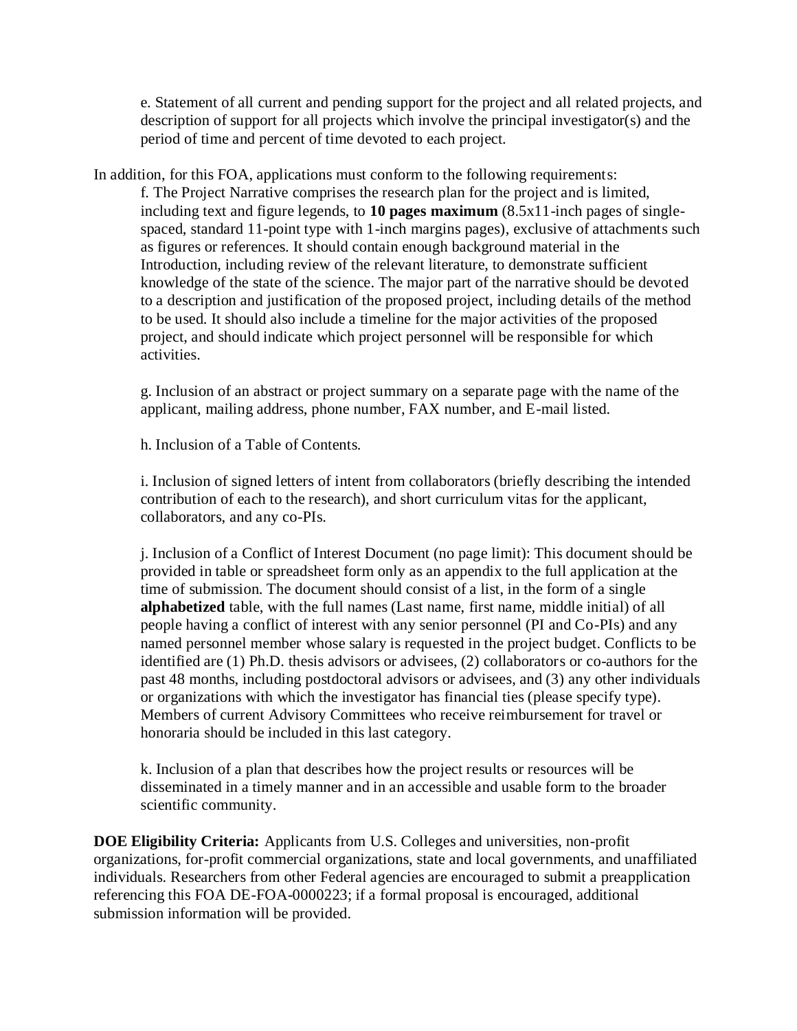e. Statement of all current and pending support for the project and all related projects, and description of support for all projects which involve the principal investigator(s) and the period of time and percent of time devoted to each project.

In addition, for this FOA, applications must conform to the following requirements:

f. The Project Narrative comprises the research plan for the project and is limited, including text and figure legends, to **10 pages maximum** (8.5x11-inch pages of single-spaced, standard 11-point type with 1-inch margins pages), exclusive of attachments such as figures or references. It should contain enough background material in the Introduction, including review of the relevant literature, to demonstrate sufficient knowledge of the state of the science. The major part of the narrative should be devoted to a description and justification of the proposed project, including details of the method to be used. It should also include a timeline for the major activities of the proposed project, and should indicate which project personnel will be responsible for which activities.

g. Inclusion of an abstract or project summary on a separate page with the name of the applicant, mailing address, phone number, FAX number, and E-mail listed.

h. Inclusion of a Table of Contents.

i. Inclusion of signed letters of intent from collaborators (briefly describing the intended contribution of each to the research), and short curriculum vitas for the applicant, collaborators, and any co-PIs.

j. Inclusion of a Conflict of Interest Document (no page limit): This document should be provided in table or spreadsheet form only as an appendix to the full application at the time of submission. The document should consist of a list, in the form of a single **alphabetized** table, with the full names (Last name, first name, middle initial) of all people having a conflict of interest with any senior personnel (PI and Co-PIs) and any named personnel member whose salary is requested in the project budget. Conflicts to be identified are (1) Ph.D. thesis advisors or advisees, (2) collaborators or co-authors for the past 48 months, including postdoctoral advisors or advisees, and (3) any other individuals or organizations with which the investigator has financial ties (please specify type). Members of current Advisory Committees who receive reimbursement for travel or honoraria should be included in this last category.

k. Inclusion of a plan that describes how the project results or resources will be disseminated in a timely manner and in an accessible and usable form to the broader scientific community.

**DOE Eligibility Criteria:** Applicants from U.S. Colleges and universities, non-profit organizations, for-profit commercial organizations, state and local governments, and unaffiliated individuals. Researchers from other Federal agencies are encouraged to submit a preapplication referencing this FOA DE-FOA-0000223; if a formal proposal is encouraged, additional submission information will be provided.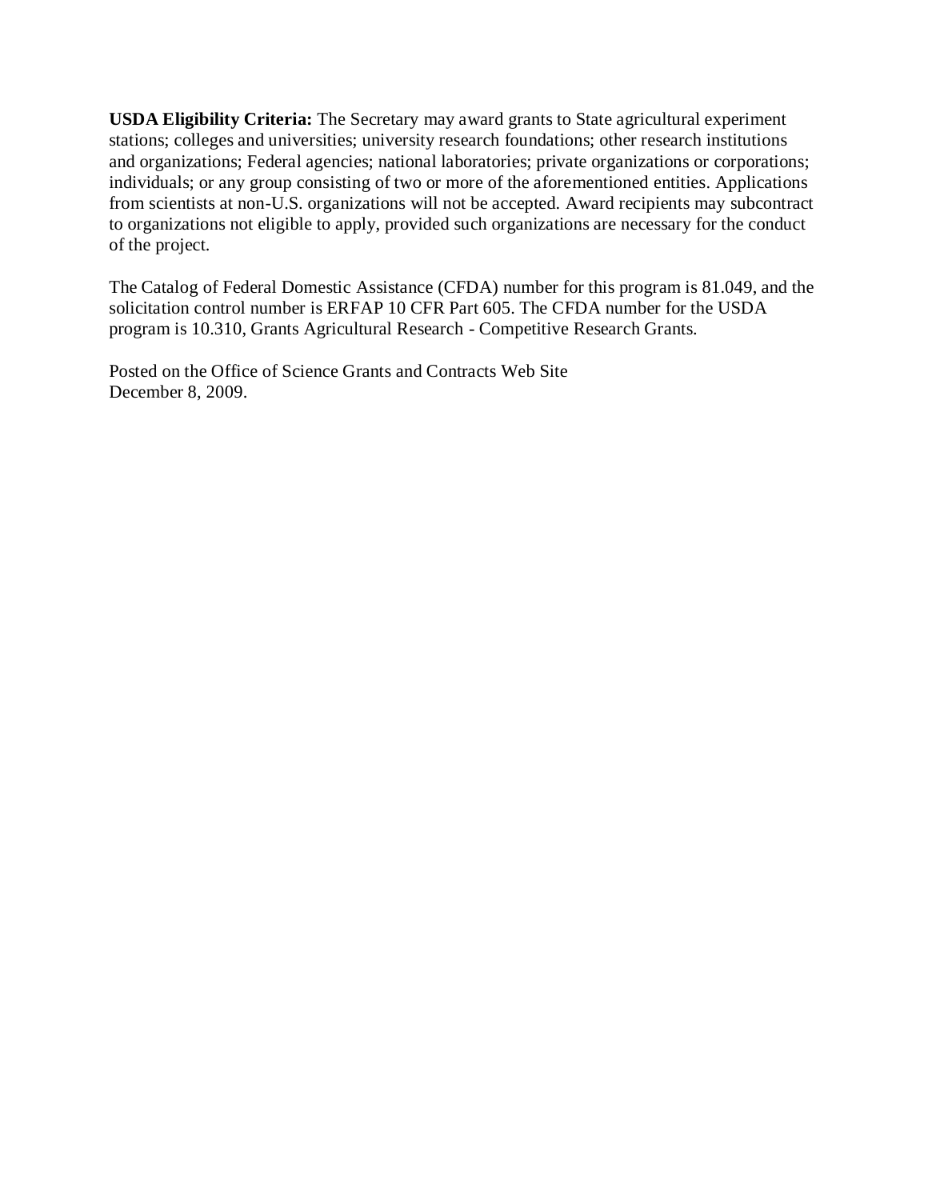**USDA Eligibility Criteria:** The Secretary may award grants to State agricultural experiment stations; colleges and universities; university research foundations; other research institutions and organizations; Federal agencies; national laboratories; private organizations or corporations; individuals; or any group consisting of two or more of the aforementioned entities. Applications from scientists at non-U.S. organizations will not be accepted. Award recipients may subcontract to organizations not eligible to apply, provided such organizations are necessary for the conduct of the project.

The Catalog of Federal Domestic Assistance (CFDA) number for this program is 81.049, and the solicitation control number is ERFAP 10 CFR Part 605. The CFDA number for the USDA program is 10.310, Grants Agricultural Research - Competitive Research Grants.

Posted on the Office of Science Grants and Contracts Web Site
December 8, 2009.